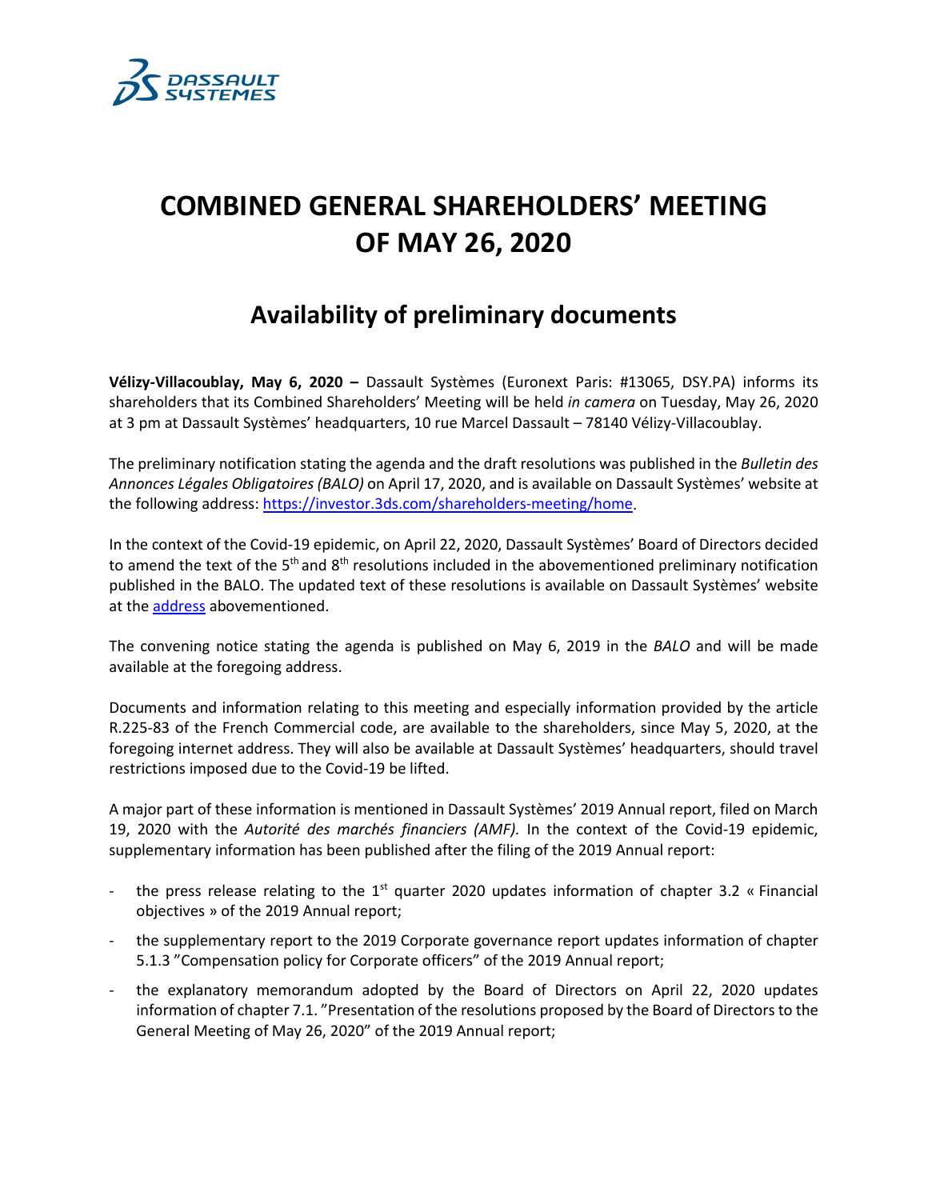# COMBINED GENERAL SHAREHOLDERS' MEETING OF MAY 26, 2020

## Availability of preliminary documents

**Vélizy-Villacoublay, May 6, 2020 –** Dassault Systèmes (Euronext Paris: #13065, DSY.PA) informs its shareholders that its Combined Shareholders' Meeting will be held *in camera* on Tuesday, May 26, 2020 at 3 pm at Dassault Systèmes' headquarters, 10 rue Marcel Dassault – 78140 Vélizy-Villacoublay.

The preliminary notification stating the agenda and the draft resolutions was published in the *Bulletin des Annonces Légales Obligatoires (BALO)* on April 17, 2020, and is available on Dassault Systèmes' website at the following address: https://investor.3ds.com/shareholders-meeting/home.

In the context of the Covid-19 epidemic, on April 22, 2020, Dassault Systèmes' Board of Directors decided to amend the text of the 5th and 8th resolutions included in the abovementioned preliminary notification published in the BALO. The updated text of these resolutions is available on Dassault Systèmes' website at the address abovementioned.

The convening notice stating the agenda is published on May 6, 2019 in the *BALO* and will be made available at the foregoing address.

Documents and information relating to this meeting and especially information provided by the article R.225-83 of the French Commercial code, are available to the shareholders, since May 5, 2020, at the foregoing internet address. They will also be available at Dassault Systèmes' headquarters, should travel restrictions imposed due to the Covid-19 be lifted.

A major part of these information is mentioned in Dassault Systèmes' 2019 Annual report, filed on March 19, 2020 with the *Autorité des marchés financiers (AMF).* In the context of the Covid-19 epidemic, supplementary information has been published after the filing of the 2019 Annual report:

- the press release relating to the 1st quarter 2020 updates information of chapter 3.2 « Financial objectives » of the 2019 Annual report;
- the supplementary report to the 2019 Corporate governance report updates information of chapter 5.1.3 "Compensation policy for Corporate officers" of the 2019 Annual report;
- the explanatory memorandum adopted by the Board of Directors on April 22, 2020 updates information of chapter 7.1. "Presentation of the resolutions proposed by the Board of Directors to the General Meeting of May 26, 2020" of the 2019 Annual report;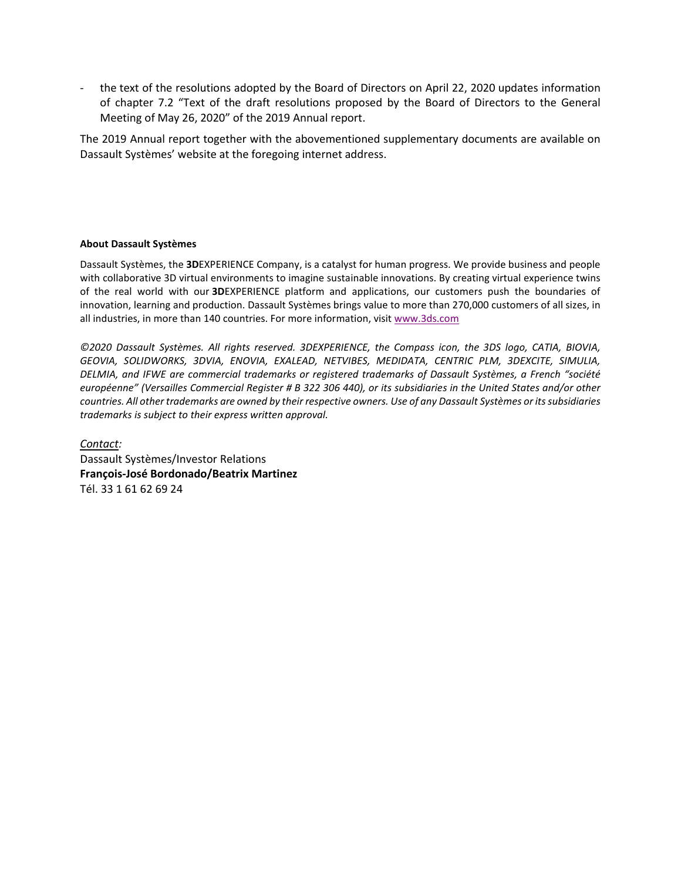- the text of the resolutions adopted by the Board of Directors on April 22, 2020 updates information of chapter 7.2 "Text of the draft resolutions proposed by the Board of Directors to the General Meeting of May 26, 2020" of the 2019 Annual report.

The 2019 Annual report together with the abovementioned supplementary documents are available on Dassault Systèmes' website at the foregoing internet address.

**About Dassault Systèmes**

Dassault Systèmes, the **3D**EXPERIENCE Company, is a catalyst for human progress. We provide business and people with collaborative 3D virtual environments to imagine sustainable innovations. By creating virtual experience twins of the real world with our **3D**EXPERIENCE platform and applications, our customers push the boundaries of innovation, learning and production. Dassault Systèmes brings value to more than 270,000 customers of all sizes, in all industries, in more than 140 countries. For more information, visit www.3ds.com

*©2020 Dassault Systèmes. All rights reserved. 3DEXPERIENCE, the Compass icon, the 3DS logo, CATIA, BIOVIA, GEOVIA, SOLIDWORKS, 3DVIA, ENOVIA, EXALEAD, NETVIBES, MEDIDATA, CENTRIC PLM, 3DEXCITE, SIMULIA, DELMIA, and IFWE are commercial trademarks or registered trademarks of Dassault Systèmes, a French "société européenne" (Versailles Commercial Register # B 322 306 440), or its subsidiaries in the United States and/or other countries. All other trademarks are owned by their respective owners. Use of any Dassault Systèmes or its subsidiaries trademarks is subject to their express written approval.*

*Contact:*
Dassault Systèmes/Investor Relations
**François-José Bordonado/Beatrix Martinez**
Tél. 33 1 61 62 69 24